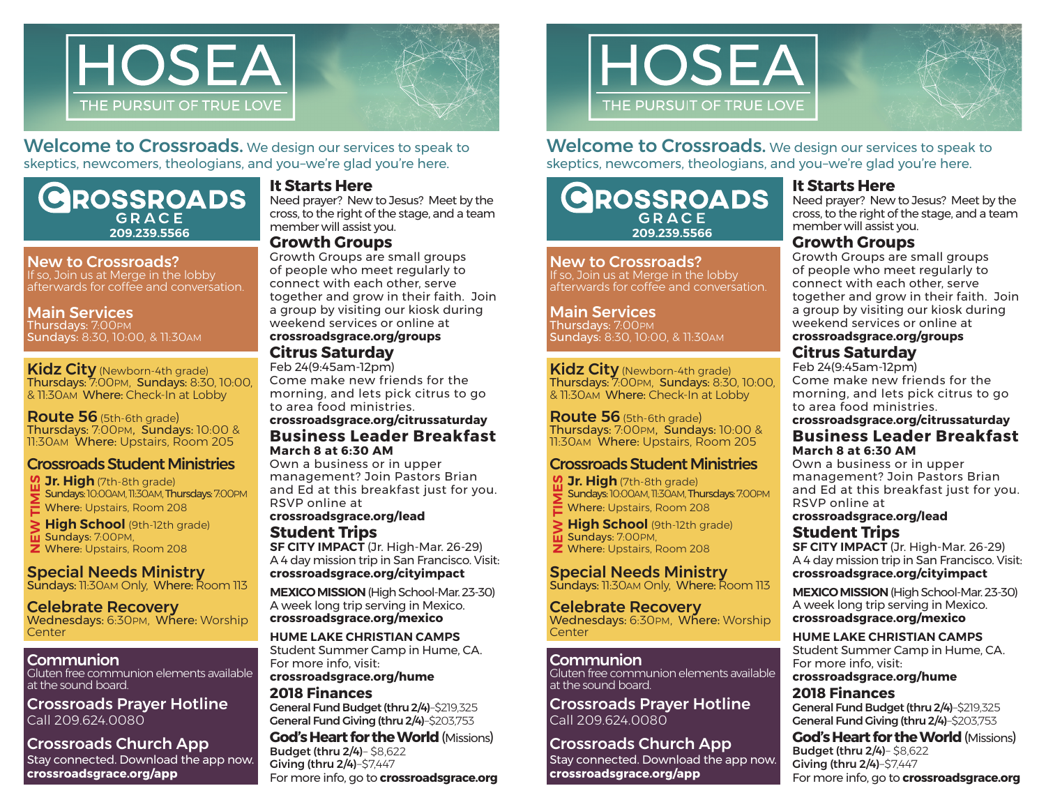# HOSEA

THE PURSUIT OF TRUE LOVE

**Welcome to Crossroads.** We design our services to speak to skeptics, newcomers, theologians, and you–we're glad you're here.

**CROSSROADS GRACE**
**209.239.5566**

## New to Crossroads?

If so, Join us at Merge in the lobby afterwards for coffee and conversation.

## Main Services

Thursdays: 7:00PM
Sundays: 8:30, 10:00, & 11:30AM

## Kidz City (Newborn-4th grade)

Thursdays: 7:00PM, Sundays: 8:30, 10:00, & 11:30AM Where: Check-In at Lobby

## Route 56 (5th-6th grade)

Thursdays: 7:00PM, Sundays: 10:00 & 11:30AM Where: Upstairs, Room 205

## Crossroads Student Ministries

NEW TIMES

**Jr. High** (7th-8th grade)
Sundays: 10:00AM, 11:30AM, Thursdays: 7:00PM
Where: Upstairs, Room 208

**High School** (9th-12th grade)
Sundays: 7:00PM,
Where: Upstairs, Room 208

## Special Needs Ministry

Sundays: 11:30AM Only, Where: Room 113

## Celebrate Recovery

Wednesdays: 6:30PM, Where: Worship Center

## Communion

Gluten free communion elements available at the sound board.

## Crossroads Prayer Hotline

Call 209.624.0080

## Crossroads Church App

Stay connected. Download the app now.
**crossroadsgrace.org/app**

## It Starts Here

Need prayer? New to Jesus? Meet by the cross, to the right of the stage, and a team member will assist you.

## Growth Groups

Growth Groups are small groups of people who meet regularly to connect with each other, serve together and grow in their faith. Join a group by visiting our kiosk during weekend services or online at
**crossroadsgrace.org/groups**

## Citrus Saturday

Feb 24(9:45am-12pm)
Come make new friends for the morning, and lets pick citrus to go to area food ministries.
**crossroadsgrace.org/citrussaturday**

## Business Leader Breakfast

**March 8 at 6:30 AM**
Own a business or in upper management? Join Pastors Brian and Ed at this breakfast just for you. RSVP online at
**crossroadsgrace.org/lead**

## Student Trips

**SF CITY IMPACT** (Jr. High-Mar. 26-29)
A 4 day mission trip in San Francisco. Visit:
**crossroadsgrace.org/cityimpact**

**MEXICO MISSION** (High School-Mar. 23-30)
A week long trip serving in Mexico.
**crossroadsgrace.org/mexico**

**HUME LAKE CHRISTIAN CAMPS**
Student Summer Camp in Hume, CA.
For more info, visit:
**crossroadsgrace.org/hume**

## 2018 Finances

**General Fund Budget (thru 2/4)**–$219,325
**General Fund Giving (thru 2/4)**–$203,753

## God's Heart for the World (Missions)

**Budget (thru 2/4)**– $8,622
**Giving (thru 2/4)**–$7,447
For more info, go to **crossroadsgrace.org**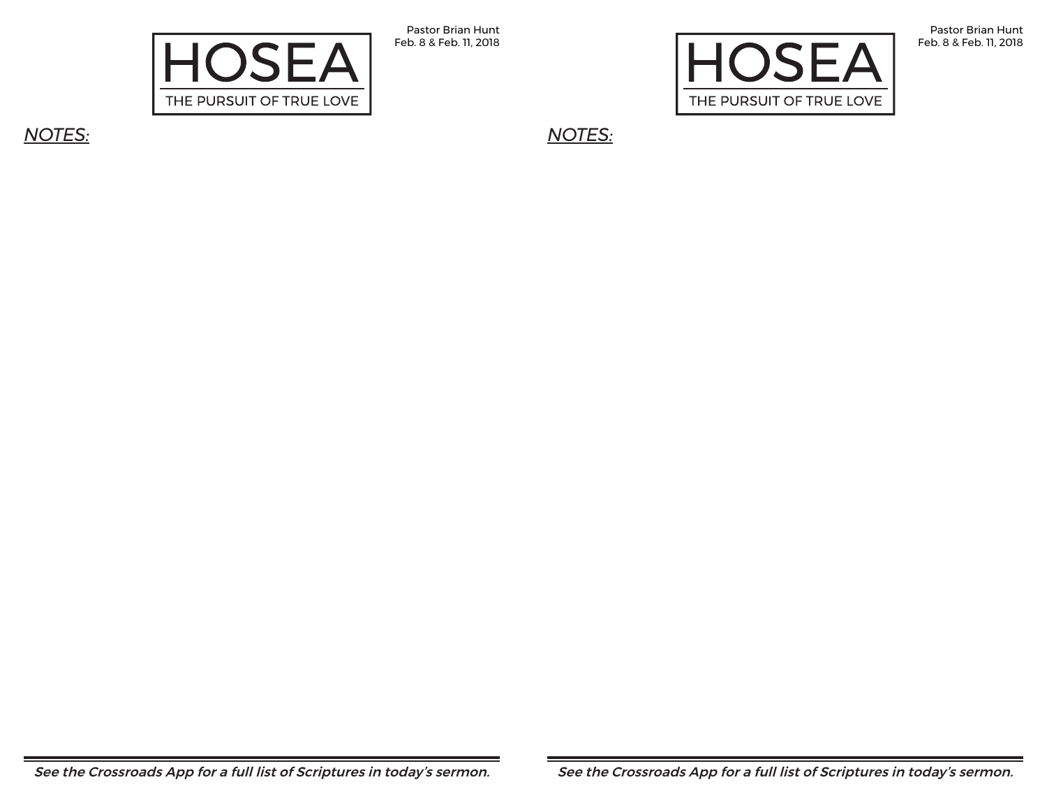# HOSEA

THE PURSUIT OF TRUE LOVE

Pastor Brian Hunt
Feb. 8 & Feb. 11, 2018

*NOTES:*

***See the Crossroads App for a full list of Scriptures in today's sermon.***

# HOSEA

THE PURSUIT OF TRUE LOVE

Pastor Brian Hunt
Feb. 8 & Feb. 11, 2018

*NOTES:*

***See the Crossroads App for a full list of Scriptures in today's sermon.***